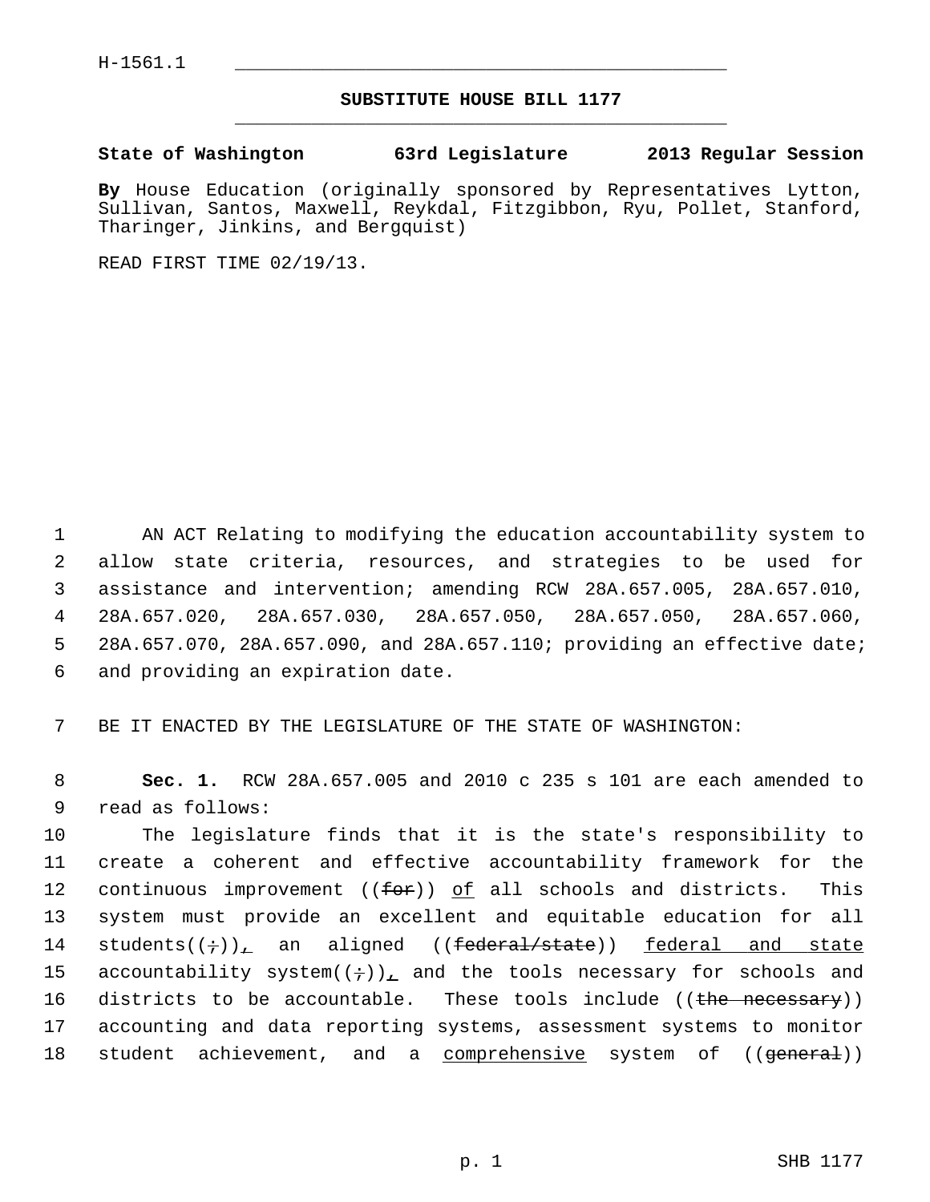H-1561.1

## SUBSTITUTE HOUSE BILL 1177

**State of Washington 63rd Legislature 2013 Regular Session**

**By** House Education (originally sponsored by Representatives Lytton, Sullivan, Santos, Maxwell, Reykdal, Fitzgibbon, Ryu, Pollet, Stanford, Tharinger, Jinkins, and Bergquist)

READ FIRST TIME 02/19/13.

AN ACT Relating to modifying the education accountability system to allow state criteria, resources, and strategies to be used for assistance and intervention; amending RCW 28A.657.005, 28A.657.010, 28A.657.020, 28A.657.030, 28A.657.050, 28A.657.050, 28A.657.060, 28A.657.070, 28A.657.090, and 28A.657.110; providing an effective date; and providing an expiration date.

BE IT ENACTED BY THE LEGISLATURE OF THE STATE OF WASHINGTON:

**Sec. 1.** RCW 28A.657.005 and 2010 c 235 s 101 are each amended to read as follows:

The legislature finds that it is the state's responsibility to create a coherent and effective accountability framework for the continuous improvement ((~~for~~)) <u>of</u> all schools and districts. This system must provide an excellent and equitable education for all students((~~;~~))<u>,</u> an aligned ((~~federal/state~~)) <u>federal and state</u> accountability system((~~;~~))<u>,</u> and the tools necessary for schools and districts to be accountable. These tools include ((~~the necessary~~)) accounting and data reporting systems, assessment systems to monitor student achievement, and a <u>comprehensive</u> system of ((~~general~~))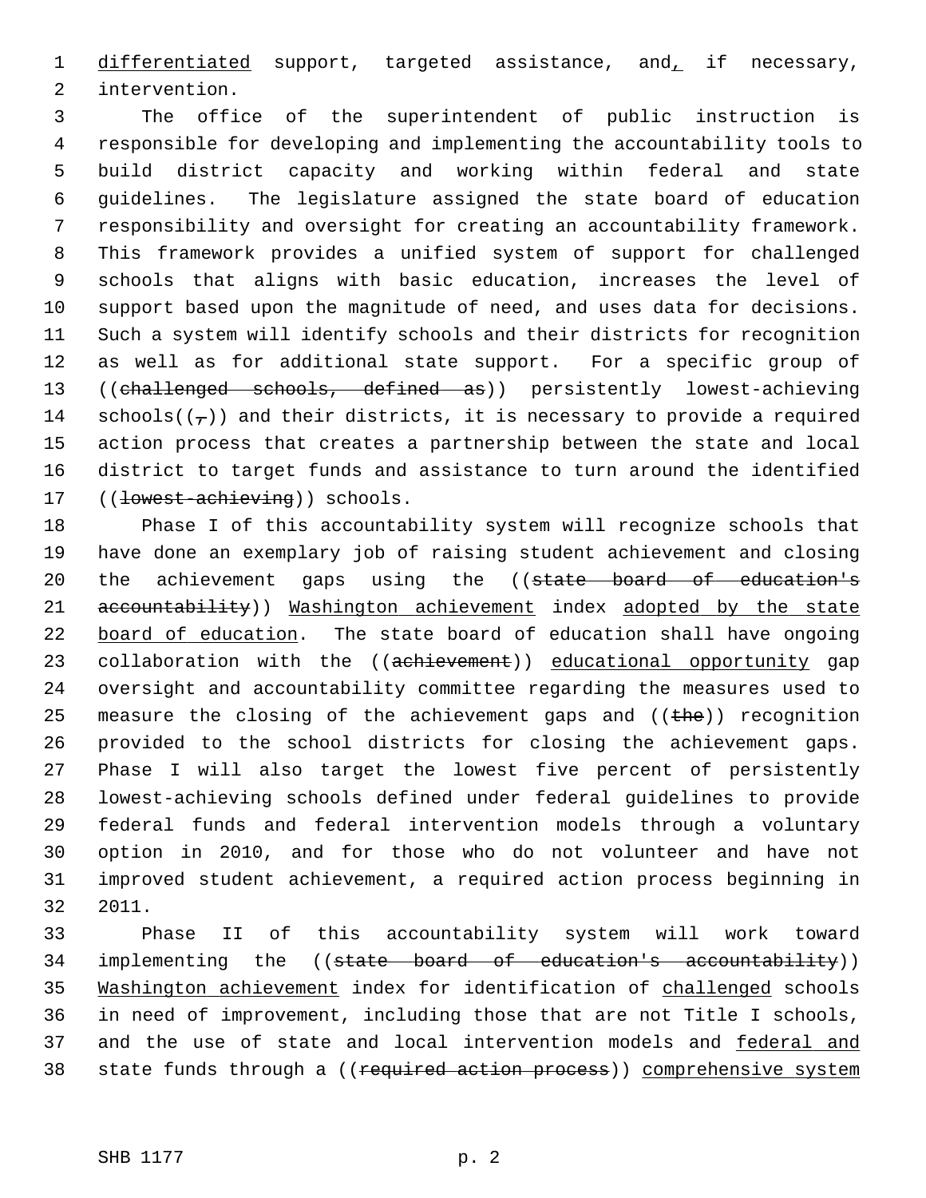differentiated support, targeted assistance, and, if necessary, intervention.

The office of the superintendent of public instruction is responsible for developing and implementing the accountability tools to build district capacity and working within federal and state guidelines. The legislature assigned the state board of education responsibility and oversight for creating an accountability framework. This framework provides a unified system of support for challenged schools that aligns with basic education, increases the level of support based upon the magnitude of need, and uses data for decisions. Such a system will identify schools and their districts for recognition as well as for additional state support. For a specific group of ((~~challenged schools, defined as~~)) persistently lowest-achieving schools((~~,~~)) and their districts, it is necessary to provide a required action process that creates a partnership between the state and local district to target funds and assistance to turn around the identified ((~~lowest-achieving~~)) schools.

Phase I of this accountability system will recognize schools that have done an exemplary job of raising student achievement and closing the achievement gaps using the ((~~state board of education's accountability~~)) Washington achievement index adopted by the state board of education. The state board of education shall have ongoing collaboration with the ((~~achievement~~)) educational opportunity gap oversight and accountability committee regarding the measures used to measure the closing of the achievement gaps and ((~~the~~)) recognition provided to the school districts for closing the achievement gaps. Phase I will also target the lowest five percent of persistently lowest-achieving schools defined under federal guidelines to provide federal funds and federal intervention models through a voluntary option in 2010, and for those who do not volunteer and have not improved student achievement, a required action process beginning in 2011.

Phase II of this accountability system will work toward implementing the ((~~state board of education's accountability~~)) Washington achievement index for identification of challenged schools in need of improvement, including those that are not Title I schools, and the use of state and local intervention models and federal and state funds through a ((~~required action process~~)) comprehensive system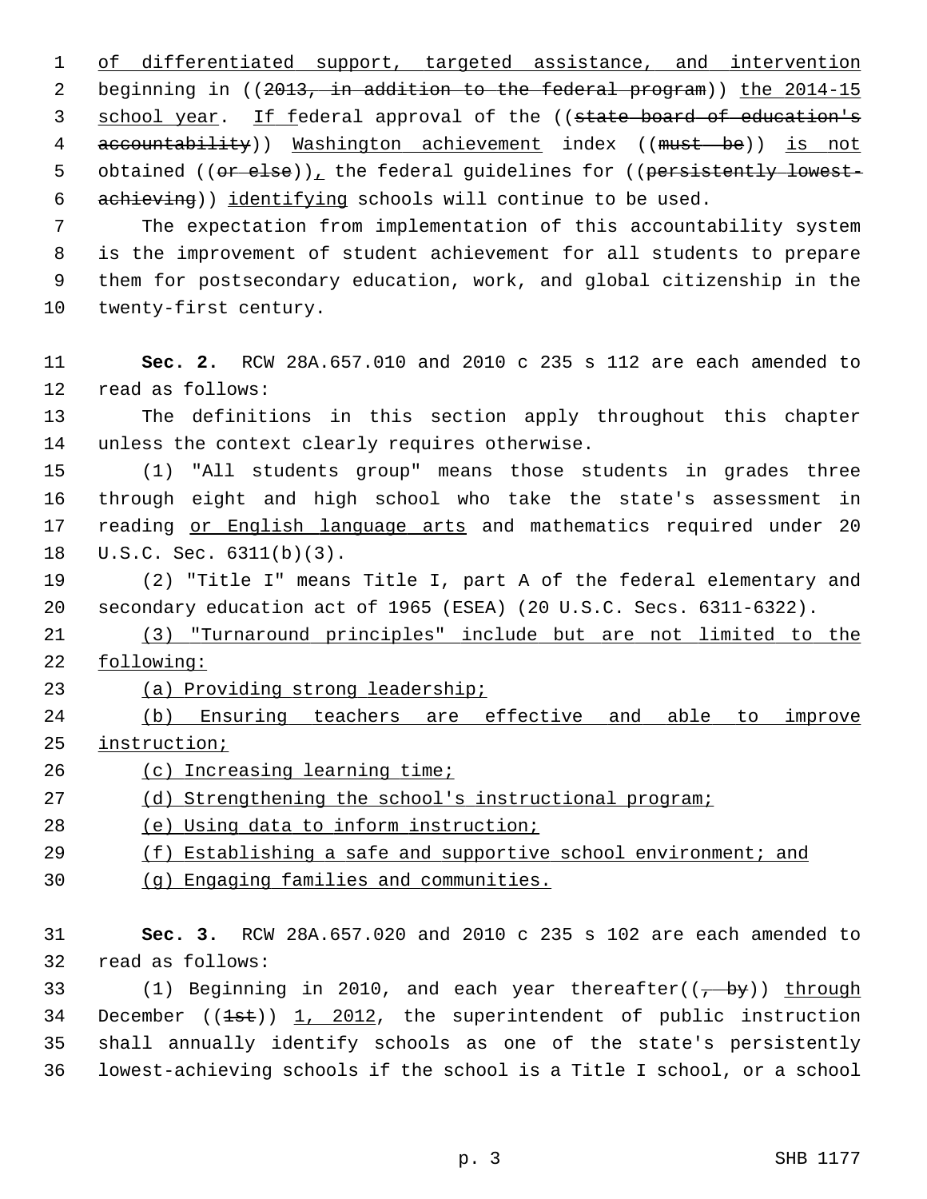of differentiated support, targeted assistance, and intervention beginning in ((~~2013, in addition to the federal program~~)) the 2014-15 school year. If federal approval of the ((~~state board of education's accountability~~)) Washington achievement index ((~~must be~~)) is not obtained ((~~or else~~)), the federal guidelines for ((~~persistently lowest-achieving~~)) identifying schools will continue to be used.

The expectation from implementation of this accountability system is the improvement of student achievement for all students to prepare them for postsecondary education, work, and global citizenship in the twenty-first century.

**Sec. 2.** RCW 28A.657.010 and 2010 c 235 s 112 are each amended to read as follows:

The definitions in this section apply throughout this chapter unless the context clearly requires otherwise.

(1) "All students group" means those students in grades three through eight and high school who take the state's assessment in reading or English language arts and mathematics required under 20 U.S.C. Sec. 6311(b)(3).

(2) "Title I" means Title I, part A of the federal elementary and secondary education act of 1965 (ESEA) (20 U.S.C. Secs. 6311-6322).

(3) "Turnaround principles" include but are not limited to the following:

(a) Providing strong leadership;

(b) Ensuring teachers are effective and able to improve instruction;

(c) Increasing learning time;

(d) Strengthening the school's instructional program;

(e) Using data to inform instruction;

(f) Establishing a safe and supportive school environment; and

(g) Engaging families and communities.

**Sec. 3.** RCW 28A.657.020 and 2010 c 235 s 102 are each amended to read as follows:

(1) Beginning in 2010, and each year thereafter((~~, by~~)) through December ((~~1st~~)) 1, 2012, the superintendent of public instruction shall annually identify schools as one of the state's persistently lowest-achieving schools if the school is a Title I school, or a school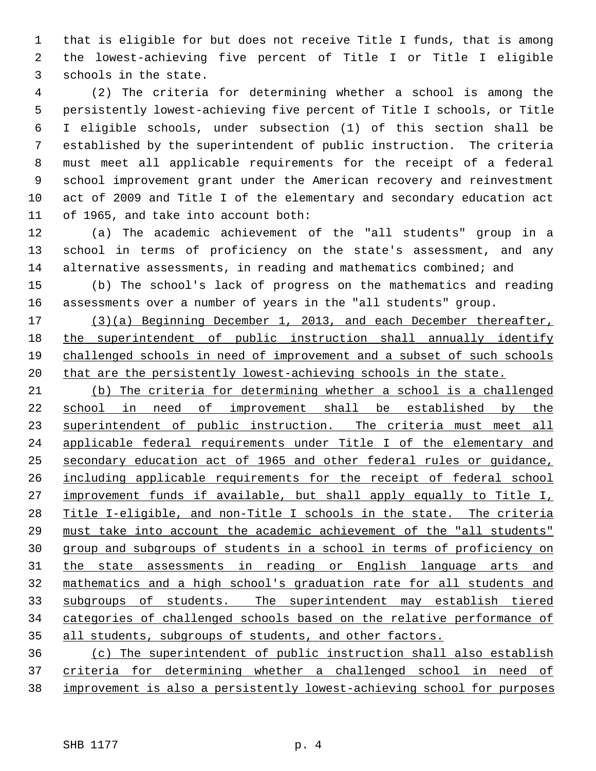that is eligible for but does not receive Title I funds, that is among the lowest-achieving five percent of Title I or Title I eligible schools in the state.

(2) The criteria for determining whether a school is among the persistently lowest-achieving five percent of Title I schools, or Title I eligible schools, under subsection (1) of this section shall be established by the superintendent of public instruction. The criteria must meet all applicable requirements for the receipt of a federal school improvement grant under the American recovery and reinvestment act of 2009 and Title I of the elementary and secondary education act of 1965, and take into account both:

(a) The academic achievement of the "all students" group in a school in terms of proficiency on the state's assessment, and any alternative assessments, in reading and mathematics combined; and

(b) The school's lack of progress on the mathematics and reading assessments over a number of years in the "all students" group.

<u>(3)(a) Beginning December 1, 2013, and each December thereafter, the superintendent of public instruction shall annually identify challenged schools in need of improvement and a subset of such schools that are the persistently lowest-achieving schools in the state.</u>

<u>(b) The criteria for determining whether a school is a challenged school in need of improvement shall be established by the superintendent of public instruction. The criteria must meet all applicable federal requirements under Title I of the elementary and secondary education act of 1965 and other federal rules or guidance, including applicable requirements for the receipt of federal school improvement funds if available, but shall apply equally to Title I, Title I-eligible, and non-Title I schools in the state. The criteria must take into account the academic achievement of the "all students" group and subgroups of students in a school in terms of proficiency on the state assessments in reading or English language arts and mathematics and a high school's graduation rate for all students and subgroups of students. The superintendent may establish tiered categories of challenged schools based on the relative performance of all students, subgroups of students, and other factors.</u>

<u>(c) The superintendent of public instruction shall also establish criteria for determining whether a challenged school in need of improvement is also a persistently lowest-achieving school for purposes</u>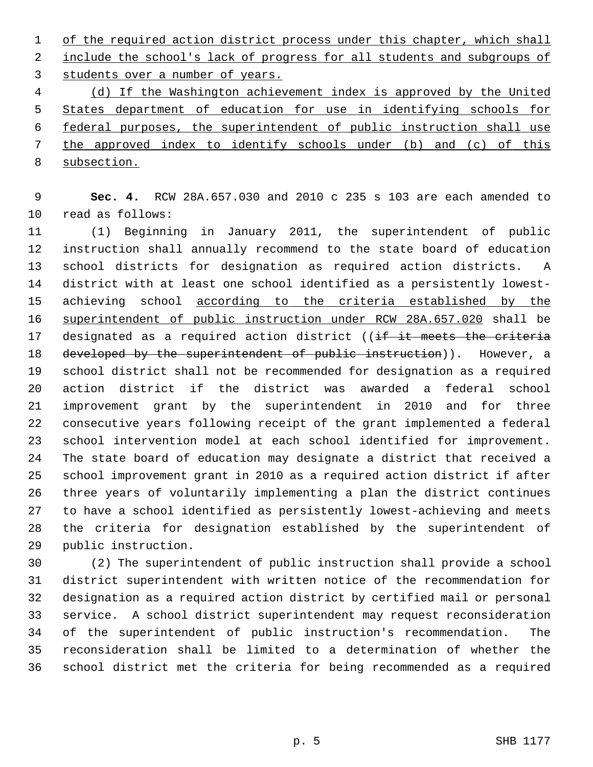of the required action district process under this chapter, which shall include the school's lack of progress for all students and subgroups of students over a number of years.

(d) If the Washington achievement index is approved by the United States department of education for use in identifying schools for federal purposes, the superintendent of public instruction shall use the approved index to identify schools under (b) and (c) of this subsection.

**Sec. 4.** RCW 28A.657.030 and 2010 c 235 s 103 are each amended to read as follows:

(1) Beginning in January 2011, the superintendent of public instruction shall annually recommend to the state board of education school districts for designation as required action districts. A district with at least one school identified as a persistently lowest-achieving school according to the criteria established by the superintendent of public instruction under RCW 28A.657.020 shall be designated as a required action district ((~~if it meets the criteria developed by the superintendent of public instruction~~)). However, a school district shall not be recommended for designation as a required action district if the district was awarded a federal school improvement grant by the superintendent in 2010 and for three consecutive years following receipt of the grant implemented a federal school intervention model at each school identified for improvement. The state board of education may designate a district that received a school improvement grant in 2010 as a required action district if after three years of voluntarily implementing a plan the district continues to have a school identified as persistently lowest-achieving and meets the criteria for designation established by the superintendent of public instruction.

(2) The superintendent of public instruction shall provide a school district superintendent with written notice of the recommendation for designation as a required action district by certified mail or personal service. A school district superintendent may request reconsideration of the superintendent of public instruction's recommendation. The reconsideration shall be limited to a determination of whether the school district met the criteria for being recommended as a required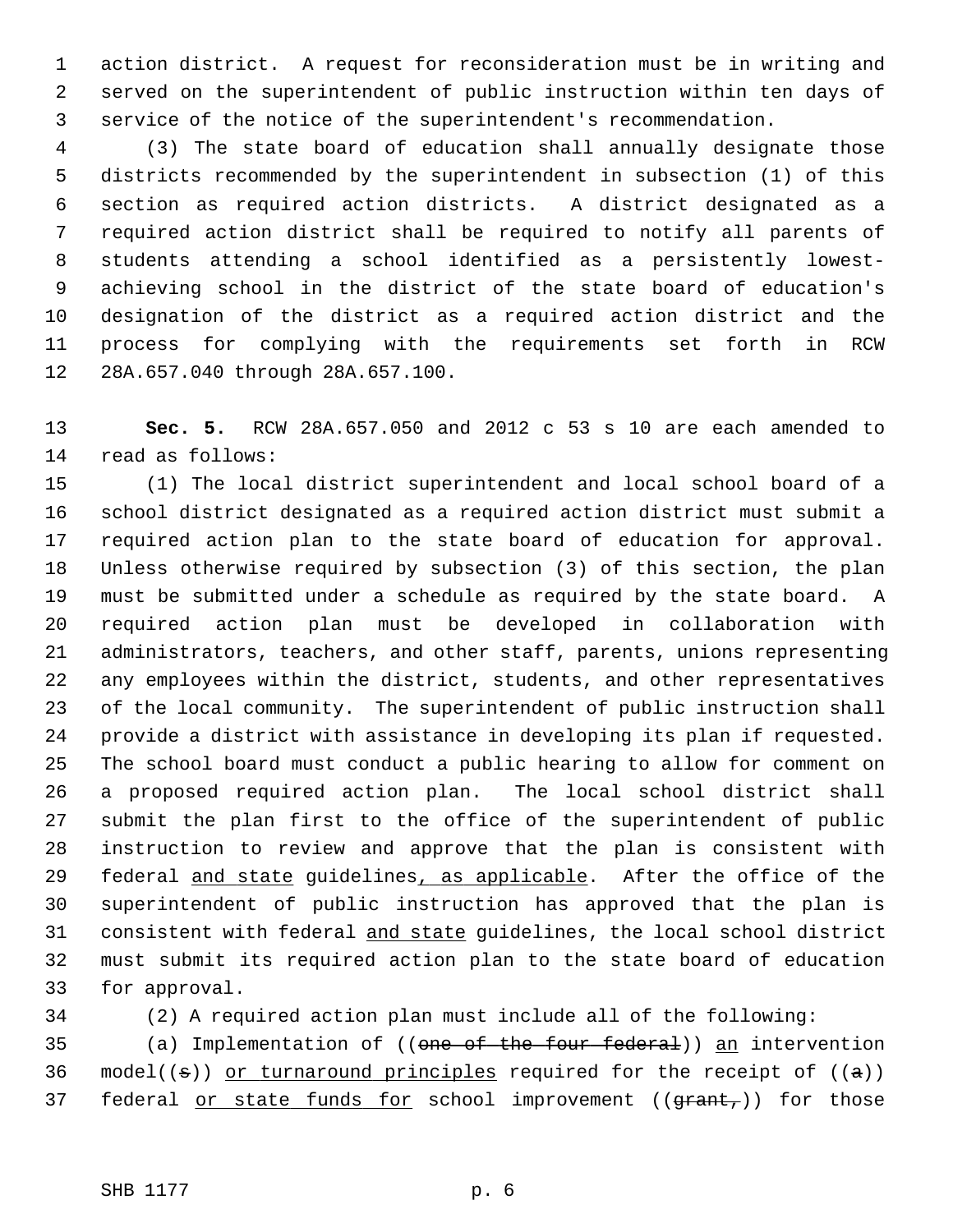action district. A request for reconsideration must be in writing and served on the superintendent of public instruction within ten days of service of the notice of the superintendent's recommendation.

(3) The state board of education shall annually designate those districts recommended by the superintendent in subsection (1) of this section as required action districts. A district designated as a required action district shall be required to notify all parents of students attending a school identified as a persistently lowest-achieving school in the district of the state board of education's designation of the district as a required action district and the process for complying with the requirements set forth in RCW 28A.657.040 through 28A.657.100.

**Sec. 5.** RCW 28A.657.050 and 2012 c 53 s 10 are each amended to read as follows:

(1) The local district superintendent and local school board of a school district designated as a required action district must submit a required action plan to the state board of education for approval. Unless otherwise required by subsection (3) of this section, the plan must be submitted under a schedule as required by the state board. A required action plan must be developed in collaboration with administrators, teachers, and other staff, parents, unions representing any employees within the district, students, and other representatives of the local community. The superintendent of public instruction shall provide a district with assistance in developing its plan if requested. The school board must conduct a public hearing to allow for comment on a proposed required action plan. The local school district shall submit the plan first to the office of the superintendent of public instruction to review and approve that the plan is consistent with federal <u>and state</u> guidelines<u>, as applicable</u>. After the office of the superintendent of public instruction has approved that the plan is consistent with federal <u>and state</u> guidelines, the local school district must submit its required action plan to the state board of education for approval.

(2) A required action plan must include all of the following:

(a) Implementation of ((~~one of the four federal~~)) <u>an</u> intervention model((~~s~~)) <u>or turnaround principles</u> required for the receipt of ((~~a~~)) federal <u>or state funds for</u> school improvement ((~~grant,~~)) for those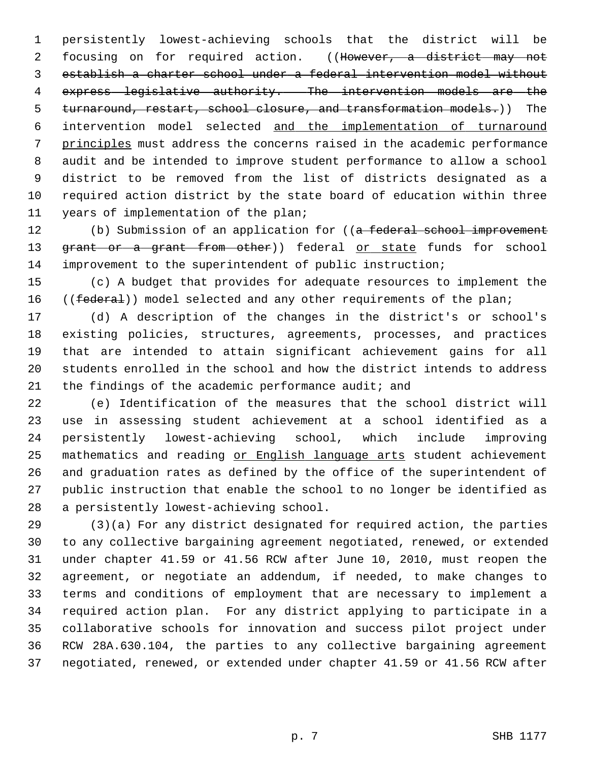persistently lowest-achieving schools that the district will be focusing on for required action. ((~~However, a district may not establish a charter school under a federal intervention model without express legislative authority. The intervention models are the turnaround, restart, school closure, and transformation models.~~)) The intervention model selected <u>and the implementation of turnaround principles</u> must address the concerns raised in the academic performance audit and be intended to improve student performance to allow a school district to be removed from the list of districts designated as a required action district by the state board of education within three years of implementation of the plan;

(b) Submission of an application for ((~~a federal school improvement grant or a grant from other~~)) federal <u>or state</u> funds for school improvement to the superintendent of public instruction;

(c) A budget that provides for adequate resources to implement the ((~~federal~~)) model selected and any other requirements of the plan;

(d) A description of the changes in the district's or school's existing policies, structures, agreements, processes, and practices that are intended to attain significant achievement gains for all students enrolled in the school and how the district intends to address the findings of the academic performance audit; and

(e) Identification of the measures that the school district will use in assessing student achievement at a school identified as a persistently lowest-achieving school, which include improving mathematics and reading <u>or English language arts</u> student achievement and graduation rates as defined by the office of the superintendent of public instruction that enable the school to no longer be identified as a persistently lowest-achieving school.

(3)(a) For any district designated for required action, the parties to any collective bargaining agreement negotiated, renewed, or extended under chapter 41.59 or 41.56 RCW after June 10, 2010, must reopen the agreement, or negotiate an addendum, if needed, to make changes to terms and conditions of employment that are necessary to implement a required action plan. For any district applying to participate in a collaborative schools for innovation and success pilot project under RCW 28A.630.104, the parties to any collective bargaining agreement negotiated, renewed, or extended under chapter 41.59 or 41.56 RCW after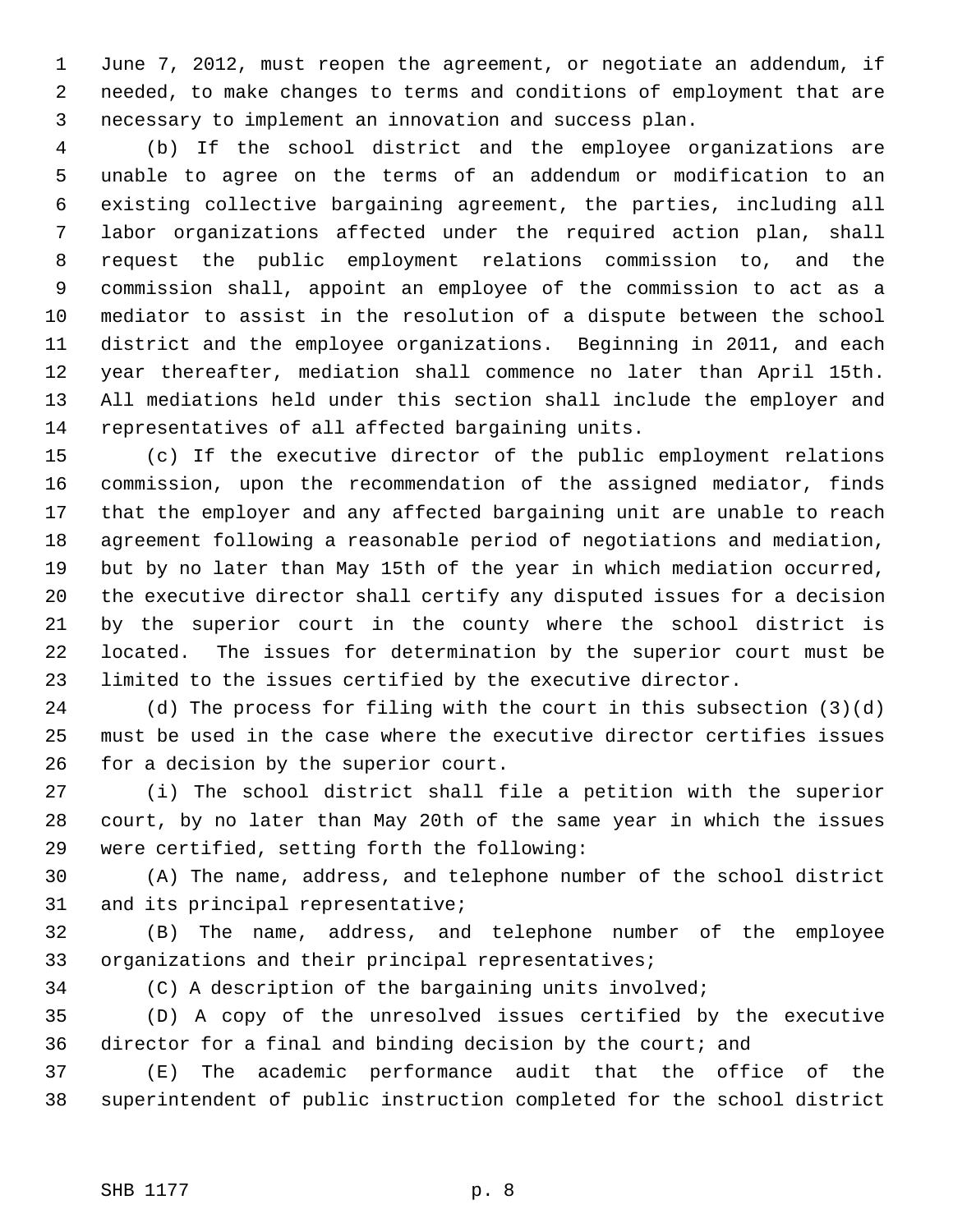June 7, 2012, must reopen the agreement, or negotiate an addendum, if needed, to make changes to terms and conditions of employment that are necessary to implement an innovation and success plan.

(b) If the school district and the employee organizations are unable to agree on the terms of an addendum or modification to an existing collective bargaining agreement, the parties, including all labor organizations affected under the required action plan, shall request the public employment relations commission to, and the commission shall, appoint an employee of the commission to act as a mediator to assist in the resolution of a dispute between the school district and the employee organizations. Beginning in 2011, and each year thereafter, mediation shall commence no later than April 15th. All mediations held under this section shall include the employer and representatives of all affected bargaining units.

(c) If the executive director of the public employment relations commission, upon the recommendation of the assigned mediator, finds that the employer and any affected bargaining unit are unable to reach agreement following a reasonable period of negotiations and mediation, but by no later than May 15th of the year in which mediation occurred, the executive director shall certify any disputed issues for a decision by the superior court in the county where the school district is located. The issues for determination by the superior court must be limited to the issues certified by the executive director.

(d) The process for filing with the court in this subsection (3)(d) must be used in the case where the executive director certifies issues for a decision by the superior court.

(i) The school district shall file a petition with the superior court, by no later than May 20th of the same year in which the issues were certified, setting forth the following:

(A) The name, address, and telephone number of the school district and its principal representative;

(B) The name, address, and telephone number of the employee organizations and their principal representatives;

(C) A description of the bargaining units involved;

(D) A copy of the unresolved issues certified by the executive director for a final and binding decision by the court; and

(E) The academic performance audit that the office of the superintendent of public instruction completed for the school district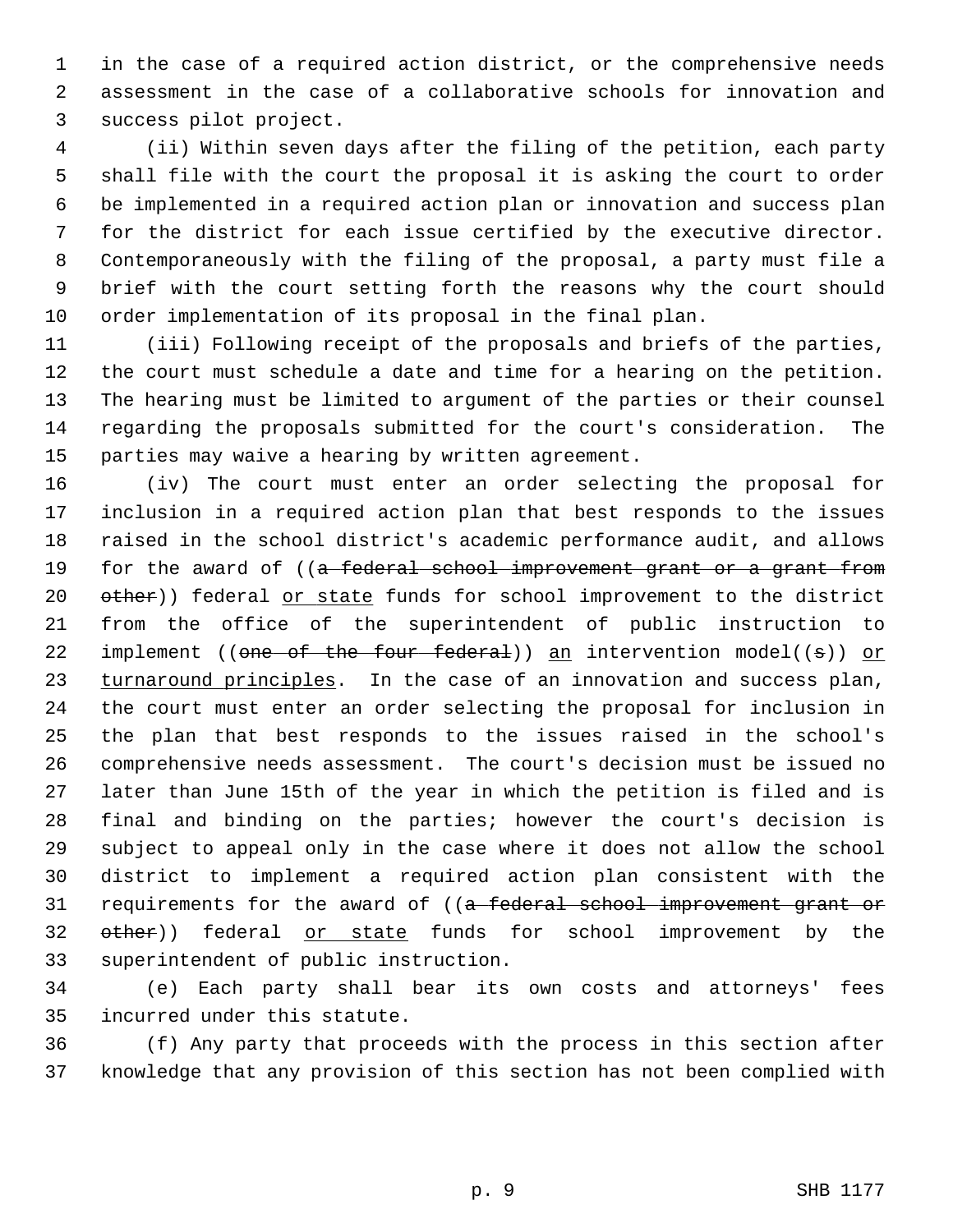in the case of a required action district, or the comprehensive needs assessment in the case of a collaborative schools for innovation and success pilot project.

(ii) Within seven days after the filing of the petition, each party shall file with the court the proposal it is asking the court to order be implemented in a required action plan or innovation and success plan for the district for each issue certified by the executive director. Contemporaneously with the filing of the proposal, a party must file a brief with the court setting forth the reasons why the court should order implementation of its proposal in the final plan.

(iii) Following receipt of the proposals and briefs of the parties, the court must schedule a date and time for a hearing on the petition. The hearing must be limited to argument of the parties or their counsel regarding the proposals submitted for the court's consideration. The parties may waive a hearing by written agreement.

(iv) The court must enter an order selecting the proposal for inclusion in a required action plan that best responds to the issues raised in the school district's academic performance audit, and allows for the award of ((~~a federal school improvement grant or a grant from other~~)) federal <u>or state</u> funds for school improvement to the district from the office of the superintendent of public instruction to implement ((~~one of the four federal~~)) <u>an</u> intervention model((~~s~~)) <u>or turnaround principles</u>. In the case of an innovation and success plan, the court must enter an order selecting the proposal for inclusion in the plan that best responds to the issues raised in the school's comprehensive needs assessment. The court's decision must be issued no later than June 15th of the year in which the petition is filed and is final and binding on the parties; however the court's decision is subject to appeal only in the case where it does not allow the school district to implement a required action plan consistent with the requirements for the award of ((~~a federal school improvement grant or other~~)) federal <u>or state</u> funds for school improvement by the superintendent of public instruction.

(e) Each party shall bear its own costs and attorneys' fees incurred under this statute.

(f) Any party that proceeds with the process in this section after knowledge that any provision of this section has not been complied with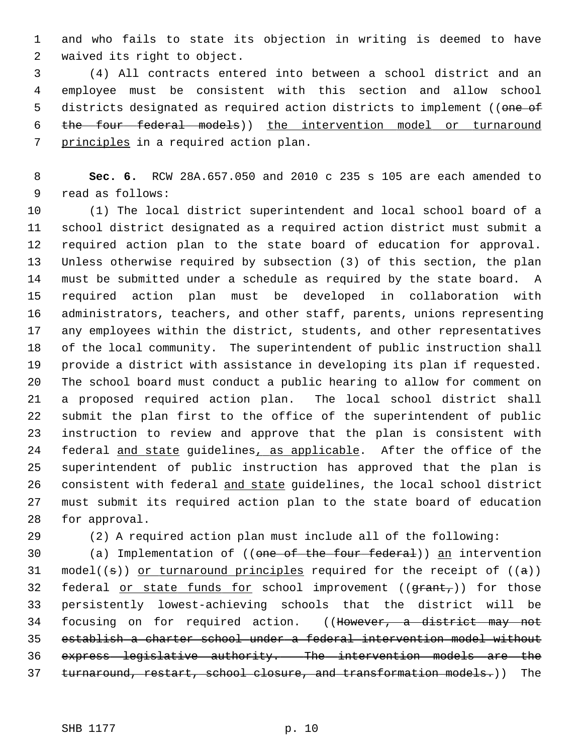and who fails to state its objection in writing is deemed to have waived its right to object.

(4) All contracts entered into between a school district and an employee must be consistent with this section and allow school districts designated as required action districts to implement ((~~one of the four federal models~~)) <u>the intervention model or turnaround principles</u> in a required action plan.

**Sec. 6.** RCW 28A.657.050 and 2010 c 235 s 105 are each amended to read as follows:

(1) The local district superintendent and local school board of a school district designated as a required action district must submit a required action plan to the state board of education for approval. Unless otherwise required by subsection (3) of this section, the plan must be submitted under a schedule as required by the state board. A required action plan must be developed in collaboration with administrators, teachers, and other staff, parents, unions representing any employees within the district, students, and other representatives of the local community. The superintendent of public instruction shall provide a district with assistance in developing its plan if requested. The school board must conduct a public hearing to allow for comment on a proposed required action plan. The local school district shall submit the plan first to the office of the superintendent of public instruction to review and approve that the plan is consistent with federal <u>and state</u> guidelines<u>, as applicable</u>. After the office of the superintendent of public instruction has approved that the plan is consistent with federal <u>and state</u> guidelines, the local school district must submit its required action plan to the state board of education for approval.

(2) A required action plan must include all of the following:

(a) Implementation of ((~~one of the four federal~~)) <u>an</u> intervention model((~~s~~)) <u>or turnaround principles</u> required for the receipt of ((~~a~~)) federal <u>or state funds for</u> school improvement ((~~grant,~~)) for those persistently lowest-achieving schools that the district will be focusing on for required action. ((~~However, a district may not establish a charter school under a federal intervention model without express legislative authority. The intervention models are the turnaround, restart, school closure, and transformation models.~~)) The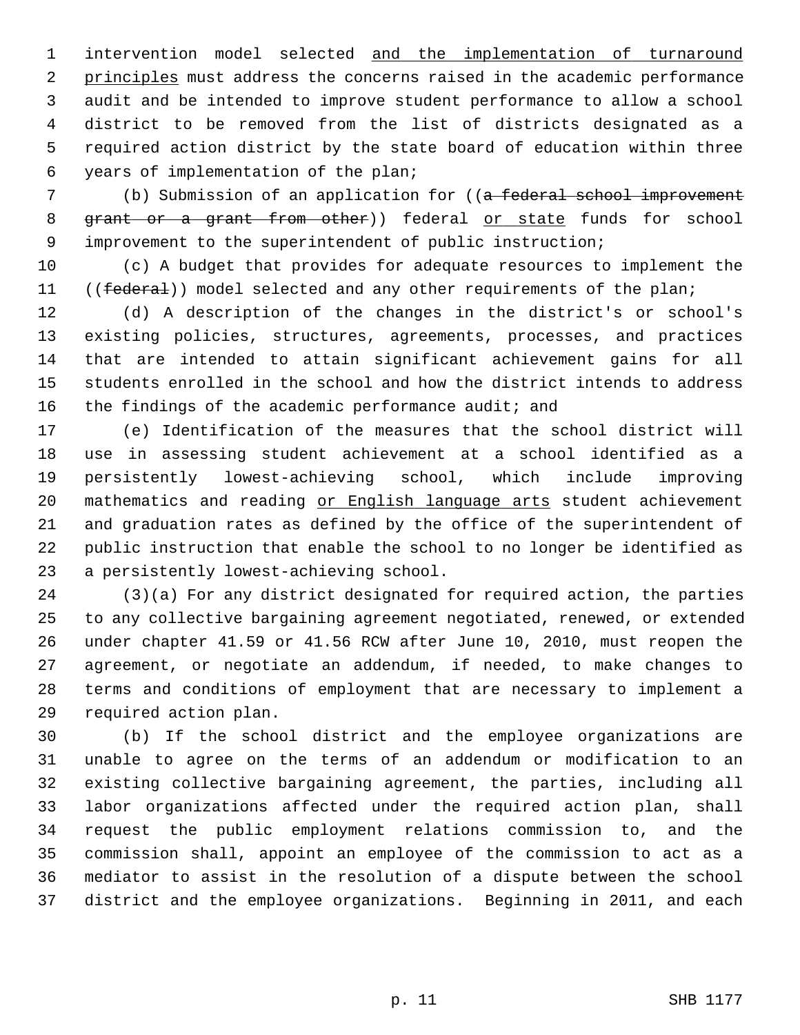intervention model selected and the implementation of turnaround principles must address the concerns raised in the academic performance audit and be intended to improve student performance to allow a school district to be removed from the list of districts designated as a required action district by the state board of education within three years of implementation of the plan;

(b) Submission of an application for ((~~a federal school improvement grant or a grant from other~~)) federal or state funds for school improvement to the superintendent of public instruction;

(c) A budget that provides for adequate resources to implement the ((~~federal~~)) model selected and any other requirements of the plan;

(d) A description of the changes in the district's or school's existing policies, structures, agreements, processes, and practices that are intended to attain significant achievement gains for all students enrolled in the school and how the district intends to address the findings of the academic performance audit; and

(e) Identification of the measures that the school district will use in assessing student achievement at a school identified as a persistently lowest-achieving school, which include improving mathematics and reading or English language arts student achievement and graduation rates as defined by the office of the superintendent of public instruction that enable the school to no longer be identified as a persistently lowest-achieving school.

(3)(a) For any district designated for required action, the parties to any collective bargaining agreement negotiated, renewed, or extended under chapter 41.59 or 41.56 RCW after June 10, 2010, must reopen the agreement, or negotiate an addendum, if needed, to make changes to terms and conditions of employment that are necessary to implement a required action plan.

(b) If the school district and the employee organizations are unable to agree on the terms of an addendum or modification to an existing collective bargaining agreement, the parties, including all labor organizations affected under the required action plan, shall request the public employment relations commission to, and the commission shall, appoint an employee of the commission to act as a mediator to assist in the resolution of a dispute between the school district and the employee organizations. Beginning in 2011, and each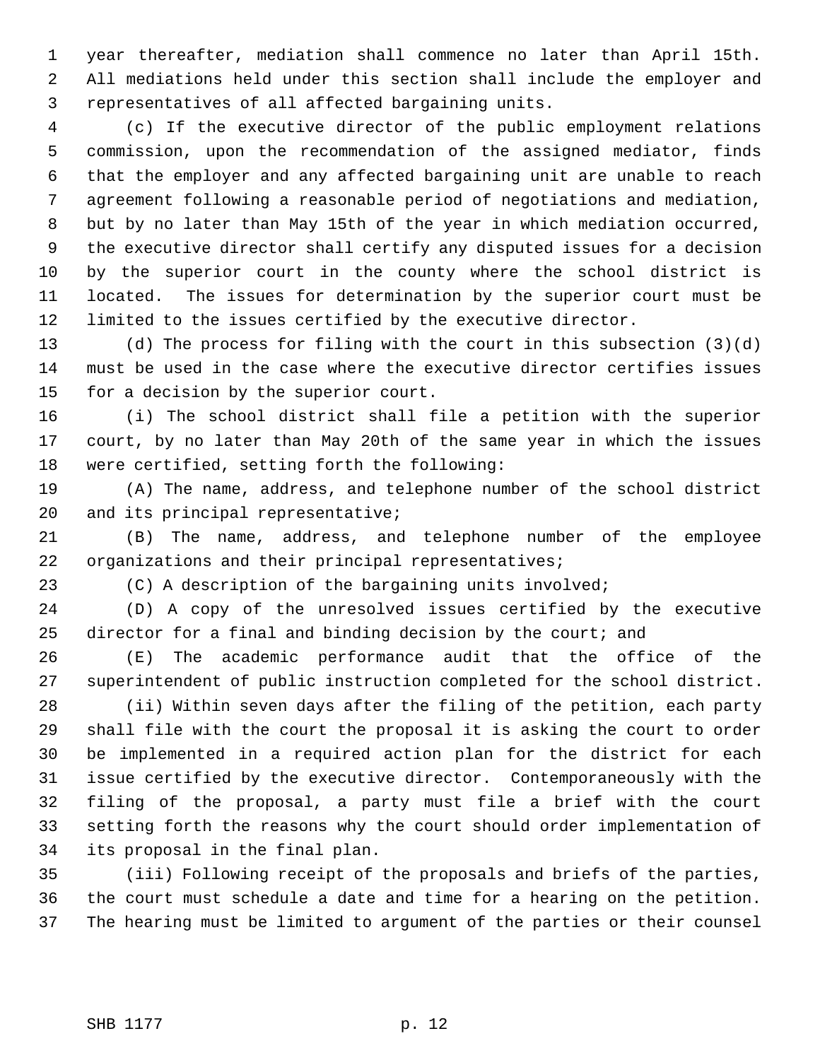year thereafter, mediation shall commence no later than April 15th. All mediations held under this section shall include the employer and representatives of all affected bargaining units.

(c) If the executive director of the public employment relations commission, upon the recommendation of the assigned mediator, finds that the employer and any affected bargaining unit are unable to reach agreement following a reasonable period of negotiations and mediation, but by no later than May 15th of the year in which mediation occurred, the executive director shall certify any disputed issues for a decision by the superior court in the county where the school district is located. The issues for determination by the superior court must be limited to the issues certified by the executive director.

(d) The process for filing with the court in this subsection (3)(d) must be used in the case where the executive director certifies issues for a decision by the superior court.

(i) The school district shall file a petition with the superior court, by no later than May 20th of the same year in which the issues were certified, setting forth the following:

(A) The name, address, and telephone number of the school district and its principal representative;

(B) The name, address, and telephone number of the employee organizations and their principal representatives;

(C) A description of the bargaining units involved;

(D) A copy of the unresolved issues certified by the executive director for a final and binding decision by the court; and

(E) The academic performance audit that the office of the superintendent of public instruction completed for the school district.

(ii) Within seven days after the filing of the petition, each party shall file with the court the proposal it is asking the court to order be implemented in a required action plan for the district for each issue certified by the executive director. Contemporaneously with the filing of the proposal, a party must file a brief with the court setting forth the reasons why the court should order implementation of its proposal in the final plan.

(iii) Following receipt of the proposals and briefs of the parties, the court must schedule a date and time for a hearing on the petition. The hearing must be limited to argument of the parties or their counsel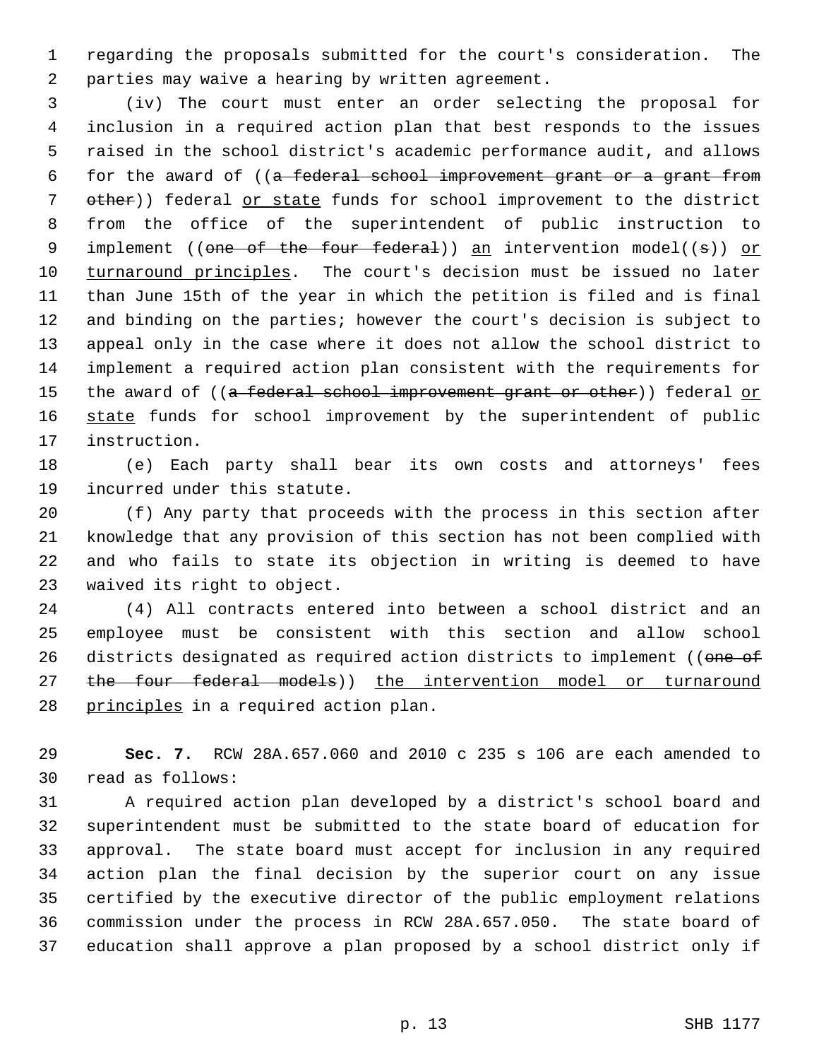regarding the proposals submitted for the court's consideration. The parties may waive a hearing by written agreement.

(iv) The court must enter an order selecting the proposal for inclusion in a required action plan that best responds to the issues raised in the school district's academic performance audit, and allows for the award of ((~~a federal school improvement grant or a grant from other~~)) federal <u>or state</u> funds for school improvement to the district from the office of the superintendent of public instruction to implement ((~~one of the four federal~~)) <u>an</u> intervention model((~~s~~)) <u>or turnaround principles</u>. The court's decision must be issued no later than June 15th of the year in which the petition is filed and is final and binding on the parties; however the court's decision is subject to appeal only in the case where it does not allow the school district to implement a required action plan consistent with the requirements for the award of ((~~a federal school improvement grant or other~~)) federal <u>or state</u> funds for school improvement by the superintendent of public instruction.

(e) Each party shall bear its own costs and attorneys' fees incurred under this statute.

(f) Any party that proceeds with the process in this section after knowledge that any provision of this section has not been complied with and who fails to state its objection in writing is deemed to have waived its right to object.

(4) All contracts entered into between a school district and an employee must be consistent with this section and allow school districts designated as required action districts to implement ((~~one of the four federal models~~)) <u>the intervention model or turnaround principles</u> in a required action plan.

**Sec. 7.** RCW 28A.657.060 and 2010 c 235 s 106 are each amended to read as follows:

A required action plan developed by a district's school board and superintendent must be submitted to the state board of education for approval. The state board must accept for inclusion in any required action plan the final decision by the superior court on any issue certified by the executive director of the public employment relations commission under the process in RCW 28A.657.050. The state board of education shall approve a plan proposed by a school district only if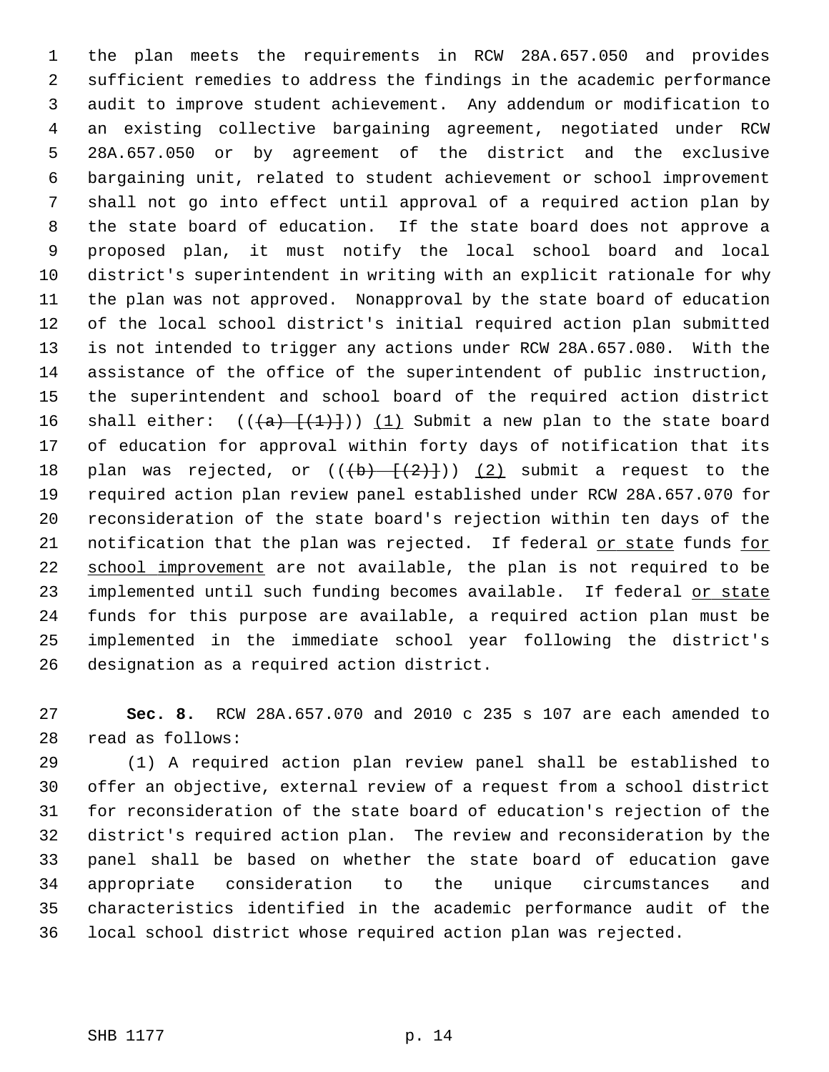the plan meets the requirements in RCW 28A.657.050 and provides sufficient remedies to address the findings in the academic performance audit to improve student achievement. Any addendum or modification to an existing collective bargaining agreement, negotiated under RCW 28A.657.050 or by agreement of the district and the exclusive bargaining unit, related to student achievement or school improvement shall not go into effect until approval of a required action plan by the state board of education. If the state board does not approve a proposed plan, it must notify the local school board and local district's superintendent in writing with an explicit rationale for why the plan was not approved. Nonapproval by the state board of education of the local school district's initial required action plan submitted is not intended to trigger any actions under RCW 28A.657.080. With the assistance of the office of the superintendent of public instruction, the superintendent and school board of the required action district shall either: ((~~(a) [(1)]~~)) <u>(1)</u> Submit a new plan to the state board of education for approval within forty days of notification that its plan was rejected, or ((~~(b) [(2)]~~)) <u>(2)</u> submit a request to the required action plan review panel established under RCW 28A.657.070 for reconsideration of the state board's rejection within ten days of the notification that the plan was rejected. If federal <u>or state</u> funds <u>for school improvement</u> are not available, the plan is not required to be implemented until such funding becomes available. If federal <u>or state</u> funds for this purpose are available, a required action plan must be implemented in the immediate school year following the district's designation as a required action district.

**Sec. 8.** RCW 28A.657.070 and 2010 c 235 s 107 are each amended to read as follows:

(1) A required action plan review panel shall be established to offer an objective, external review of a request from a school district for reconsideration of the state board of education's rejection of the district's required action plan. The review and reconsideration by the panel shall be based on whether the state board of education gave appropriate consideration to the unique circumstances and characteristics identified in the academic performance audit of the local school district whose required action plan was rejected.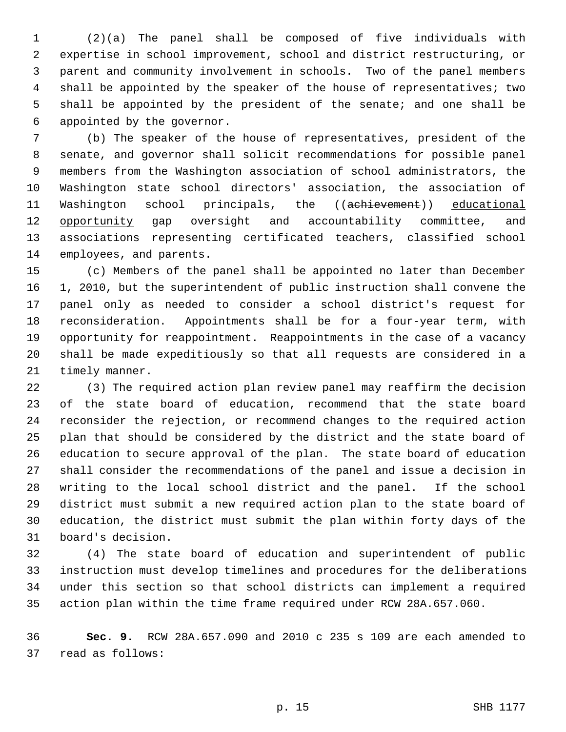(2)(a) The panel shall be composed of five individuals with expertise in school improvement, school and district restructuring, or parent and community involvement in schools. Two of the panel members shall be appointed by the speaker of the house of representatives; two shall be appointed by the president of the senate; and one shall be appointed by the governor.

(b) The speaker of the house of representatives, president of the senate, and governor shall solicit recommendations for possible panel members from the Washington association of school administrators, the Washington state school directors' association, the association of Washington school principals, the ((~~achievement~~)) <u>educational opportunity</u> gap oversight and accountability committee, and associations representing certificated teachers, classified school employees, and parents.

(c) Members of the panel shall be appointed no later than December 1, 2010, but the superintendent of public instruction shall convene the panel only as needed to consider a school district's request for reconsideration. Appointments shall be for a four-year term, with opportunity for reappointment. Reappointments in the case of a vacancy shall be made expeditiously so that all requests are considered in a timely manner.

(3) The required action plan review panel may reaffirm the decision of the state board of education, recommend that the state board reconsider the rejection, or recommend changes to the required action plan that should be considered by the district and the state board of education to secure approval of the plan. The state board of education shall consider the recommendations of the panel and issue a decision in writing to the local school district and the panel. If the school district must submit a new required action plan to the state board of education, the district must submit the plan within forty days of the board's decision.

(4) The state board of education and superintendent of public instruction must develop timelines and procedures for the deliberations under this section so that school districts can implement a required action plan within the time frame required under RCW 28A.657.060.

**Sec. 9.** RCW 28A.657.090 and 2010 c 235 s 109 are each amended to read as follows: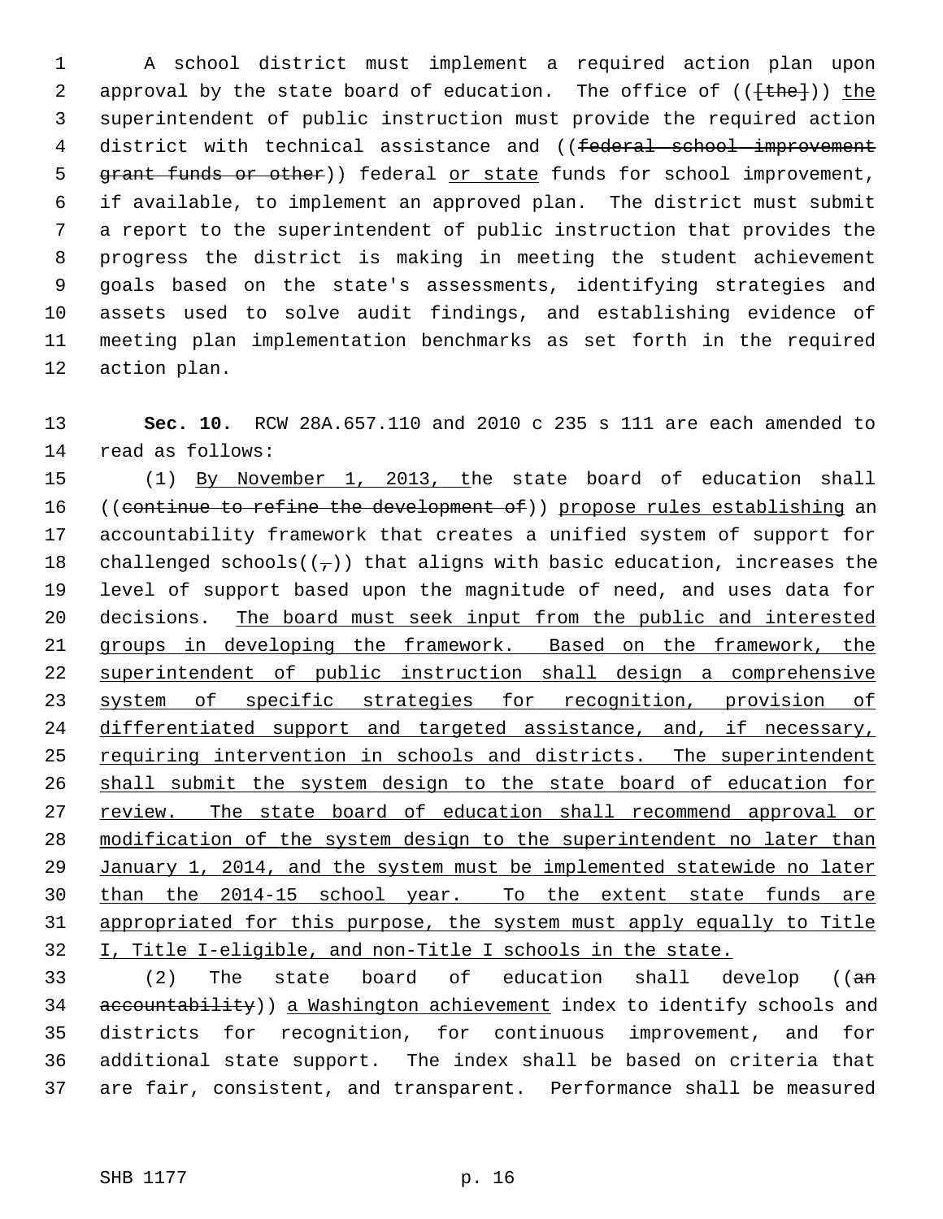A school district must implement a required action plan upon approval by the state board of education. The office of (([the])) the superintendent of public instruction must provide the required action district with technical assistance and ((federal school improvement grant funds or other)) federal or state funds for school improvement, if available, to implement an approved plan. The district must submit a report to the superintendent of public instruction that provides the progress the district is making in meeting the student achievement goals based on the state's assessments, identifying strategies and assets used to solve audit findings, and establishing evidence of meeting plan implementation benchmarks as set forth in the required action plan.

**Sec. 10.** RCW 28A.657.110 and 2010 c 235 s 111 are each amended to read as follows:

(1) By November 1, 2013, the state board of education shall ((continue to refine the development of)) propose rules establishing an accountability framework that creates a unified system of support for challenged schools((,)) that aligns with basic education, increases the level of support based upon the magnitude of need, and uses data for decisions. The board must seek input from the public and interested groups in developing the framework. Based on the framework, the superintendent of public instruction shall design a comprehensive system of specific strategies for recognition, provision of differentiated support and targeted assistance, and, if necessary, requiring intervention in schools and districts. The superintendent shall submit the system design to the state board of education for review. The state board of education shall recommend approval or modification of the system design to the superintendent no later than January 1, 2014, and the system must be implemented statewide no later than the 2014-15 school year. To the extent state funds are appropriated for this purpose, the system must apply equally to Title I, Title I-eligible, and non-Title I schools in the state.

(2) The state board of education shall develop ((an accountability)) a Washington achievement index to identify schools and districts for recognition, for continuous improvement, and for additional state support. The index shall be based on criteria that are fair, consistent, and transparent. Performance shall be measured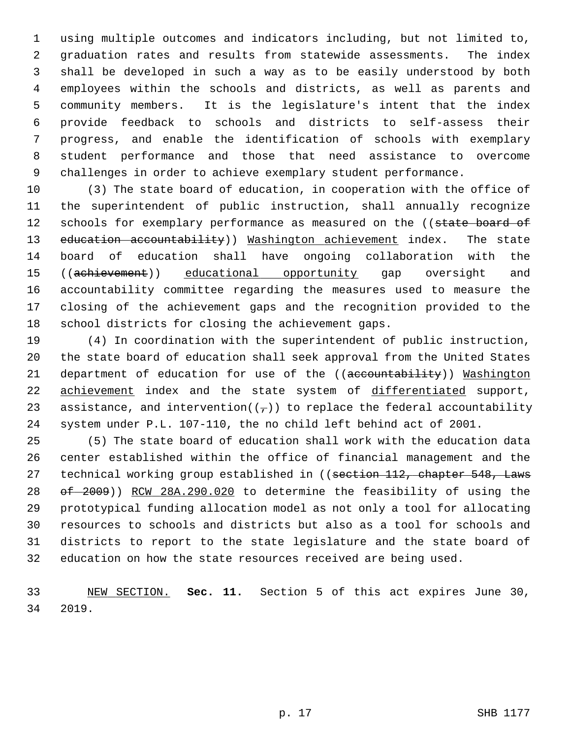using multiple outcomes and indicators including, but not limited to, graduation rates and results from statewide assessments. The index shall be developed in such a way as to be easily understood by both employees within the schools and districts, as well as parents and community members. It is the legislature's intent that the index provide feedback to schools and districts to self-assess their progress, and enable the identification of schools with exemplary student performance and those that need assistance to overcome challenges in order to achieve exemplary student performance.

(3) The state board of education, in cooperation with the office of the superintendent of public instruction, shall annually recognize schools for exemplary performance as measured on the ((~~state board of education accountability~~)) <u>Washington achievement</u> index. The state board of education shall have ongoing collaboration with the ((~~achievement~~)) <u>educational opportunity</u> gap oversight and accountability committee regarding the measures used to measure the closing of the achievement gaps and the recognition provided to the school districts for closing the achievement gaps.

(4) In coordination with the superintendent of public instruction, the state board of education shall seek approval from the United States department of education for use of the ((~~accountability~~)) <u>Washington achievement</u> index and the state system of <u>differentiated</u> support, assistance, and intervention((~~,~~)) to replace the federal accountability system under P.L. 107-110, the no child left behind act of 2001.

(5) The state board of education shall work with the education data center established within the office of financial management and the technical working group established in ((~~section 112, chapter 548, Laws of 2009~~)) <u>RCW 28A.290.020</u> to determine the feasibility of using the prototypical funding allocation model as not only a tool for allocating resources to schools and districts but also as a tool for schools and districts to report to the state legislature and the state board of education on how the state resources received are being used.

<u>NEW SECTION.</u> **Sec. 11.** Section 5 of this act expires June 30, 2019.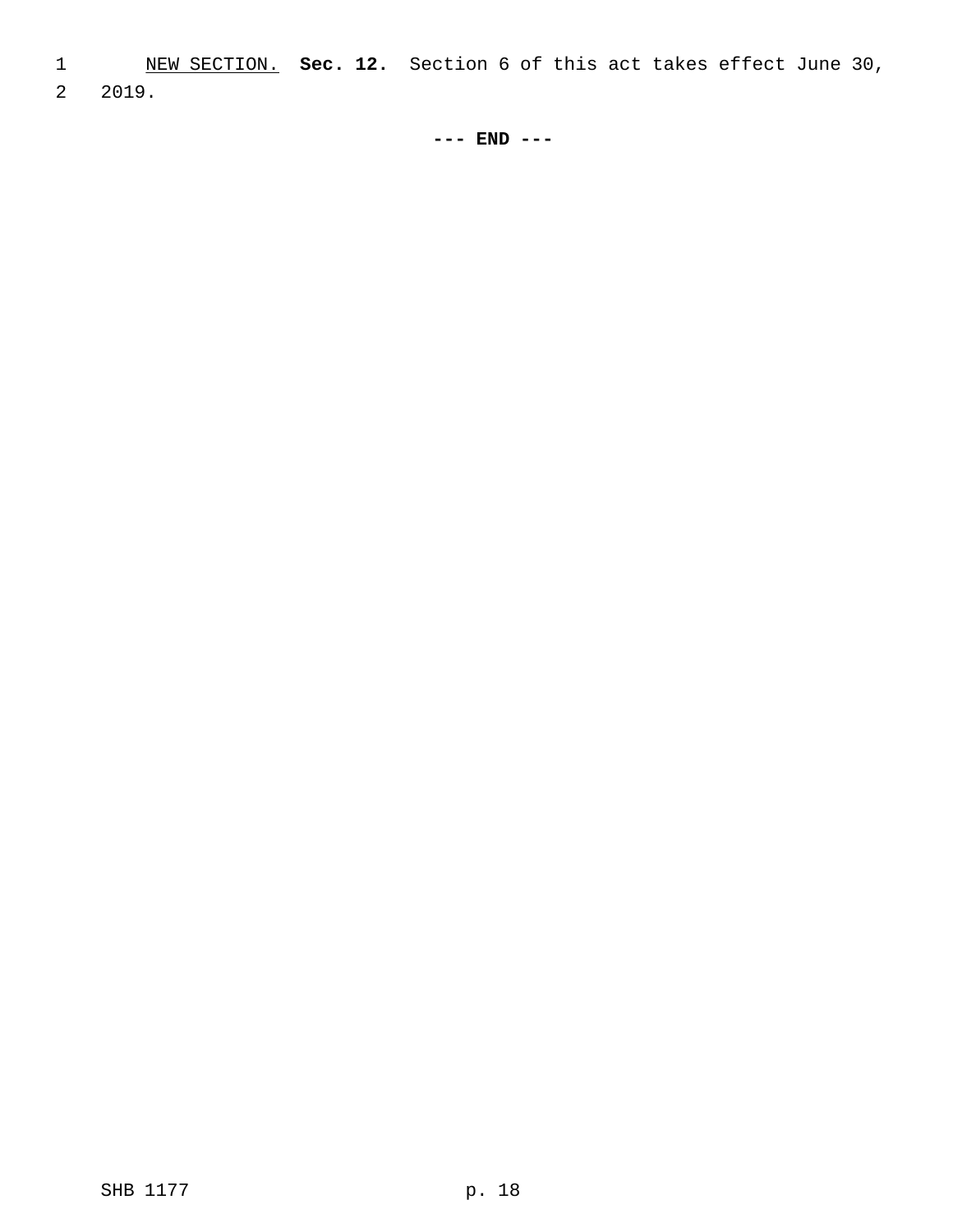NEW SECTION. **Sec. 12.** Section 6 of this act takes effect June 30, 2019.

**--- END ---**